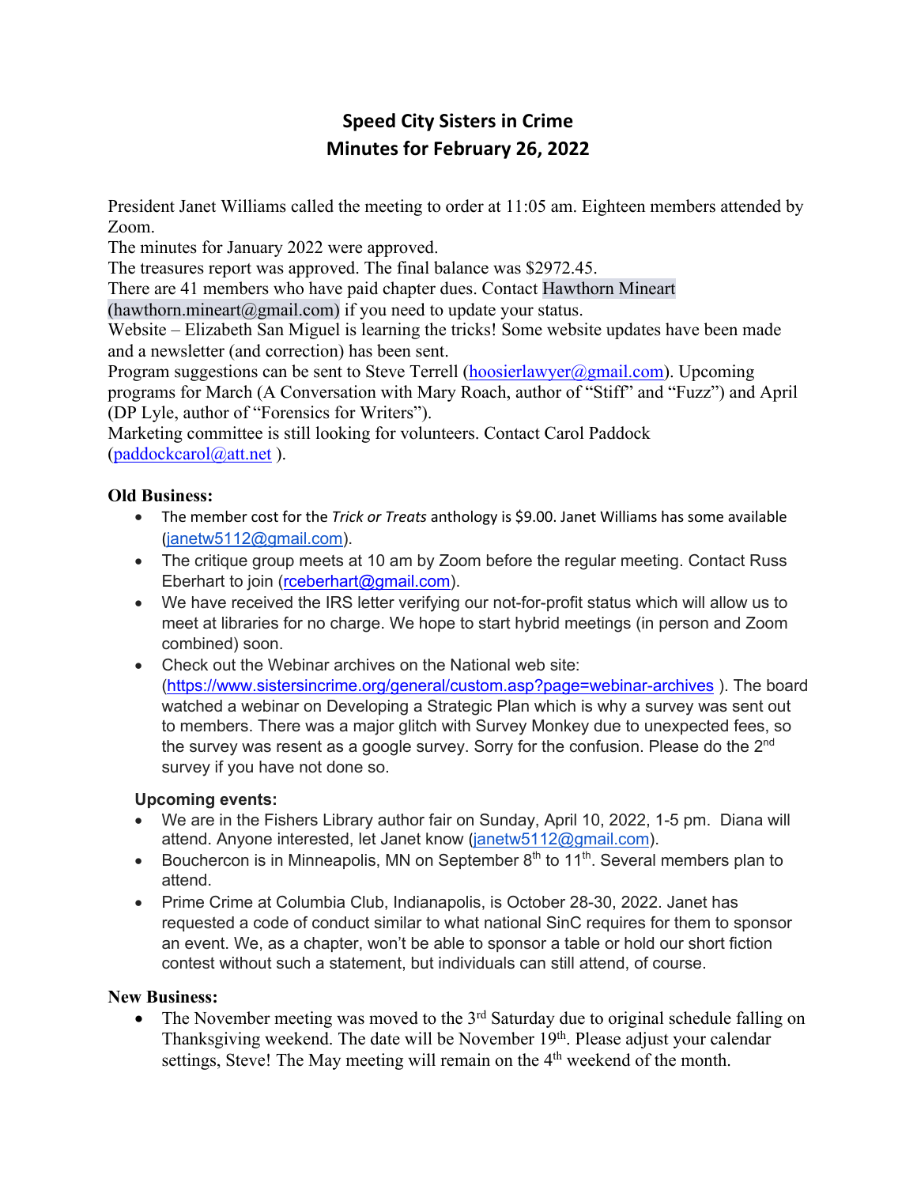# Speed City Sisters in Crime
## Minutes for February 26, 2022

President Janet Williams called the meeting to order at 11:05 am. Eighteen members attended by Zoom.
The minutes for January 2022 were approved.
The treasures report was approved. The final balance was $2972.45.
There are 41 members who have paid chapter dues. Contact Hawthorn Mineart (hawthorn.mineart@gmail.com) if you need to update your status.
Website – Elizabeth San Miguel is learning the tricks! Some website updates have been made and a newsletter (and correction) has been sent.
Program suggestions can be sent to Steve Terrell (hoosierlawyer@gmail.com). Upcoming programs for March (A Conversation with Mary Roach, author of "Stiff" and "Fuzz") and April (DP Lyle, author of "Forensics for Writers").
Marketing committee is still looking for volunteers. Contact Carol Paddock (paddockcarol@att.net ).

**Old Business:**

- The member cost for the *Trick or Treats* anthology is $9.00. Janet Williams has some available (janetw5112@gmail.com).
- The critique group meets at 10 am by Zoom before the regular meeting. Contact Russ Eberhart to join (rceberhart@gmail.com).
- We have received the IRS letter verifying our not-for-profit status which will allow us to meet at libraries for no charge. We hope to start hybrid meetings (in person and Zoom combined) soon.
- Check out the Webinar archives on the National web site: (https://www.sistersincrime.org/general/custom.asp?page=webinar-archives ). The board watched a webinar on Developing a Strategic Plan which is why a survey was sent out to members. There was a major glitch with Survey Monkey due to unexpected fees, so the survey was resent as a google survey. Sorry for the confusion. Please do the 2nd survey if you have not done so.

**Upcoming events:**

- We are in the Fishers Library author fair on Sunday, April 10, 2022, 1-5 pm. Diana will attend. Anyone interested, let Janet know (janetw5112@gmail.com).
- Bouchercon is in Minneapolis, MN on September 8th to 11th. Several members plan to attend.
- Prime Crime at Columbia Club, Indianapolis, is October 28-30, 2022. Janet has requested a code of conduct similar to what national SinC requires for them to sponsor an event. We, as a chapter, won't be able to sponsor a table or hold our short fiction contest without such a statement, but individuals can still attend, of course.

**New Business:**

- The November meeting was moved to the 3rd Saturday due to original schedule falling on Thanksgiving weekend. The date will be November 19th. Please adjust your calendar settings, Steve! The May meeting will remain on the 4th weekend of the month.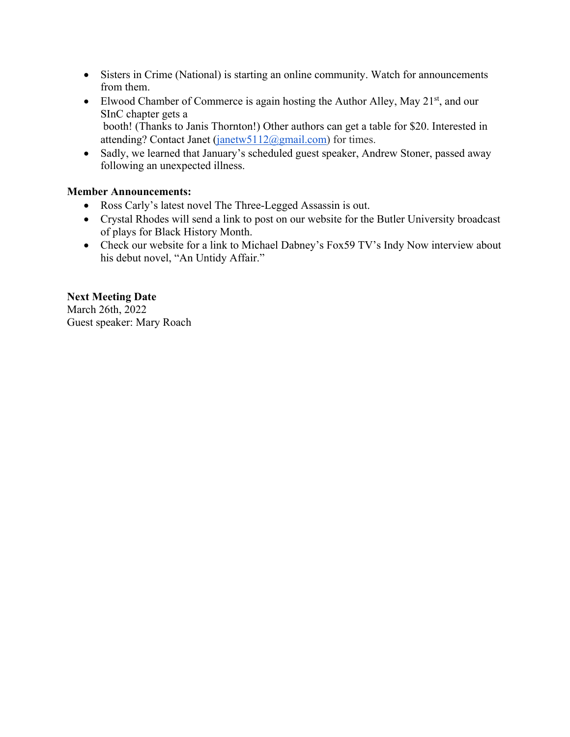- Sisters in Crime (National) is starting an online community. Watch for announcements from them.
- Elwood Chamber of Commerce is again hosting the Author Alley, May 21st, and our SInC chapter gets a booth! (Thanks to Janis Thornton!) Other authors can get a table for $20. Interested in attending? Contact Janet (janetw5112@gmail.com) for times.
- Sadly, we learned that January's scheduled guest speaker, Andrew Stoner, passed away following an unexpected illness.

**Member Announcements:**

- Ross Carly's latest novel The Three-Legged Assassin is out.
- Crystal Rhodes will send a link to post on our website for the Butler University broadcast of plays for Black History Month.
- Check our website for a link to Michael Dabney's Fox59 TV's Indy Now interview about his debut novel, "An Untidy Affair."

**Next Meeting Date**

March 26th, 2022

Guest speaker: Mary Roach